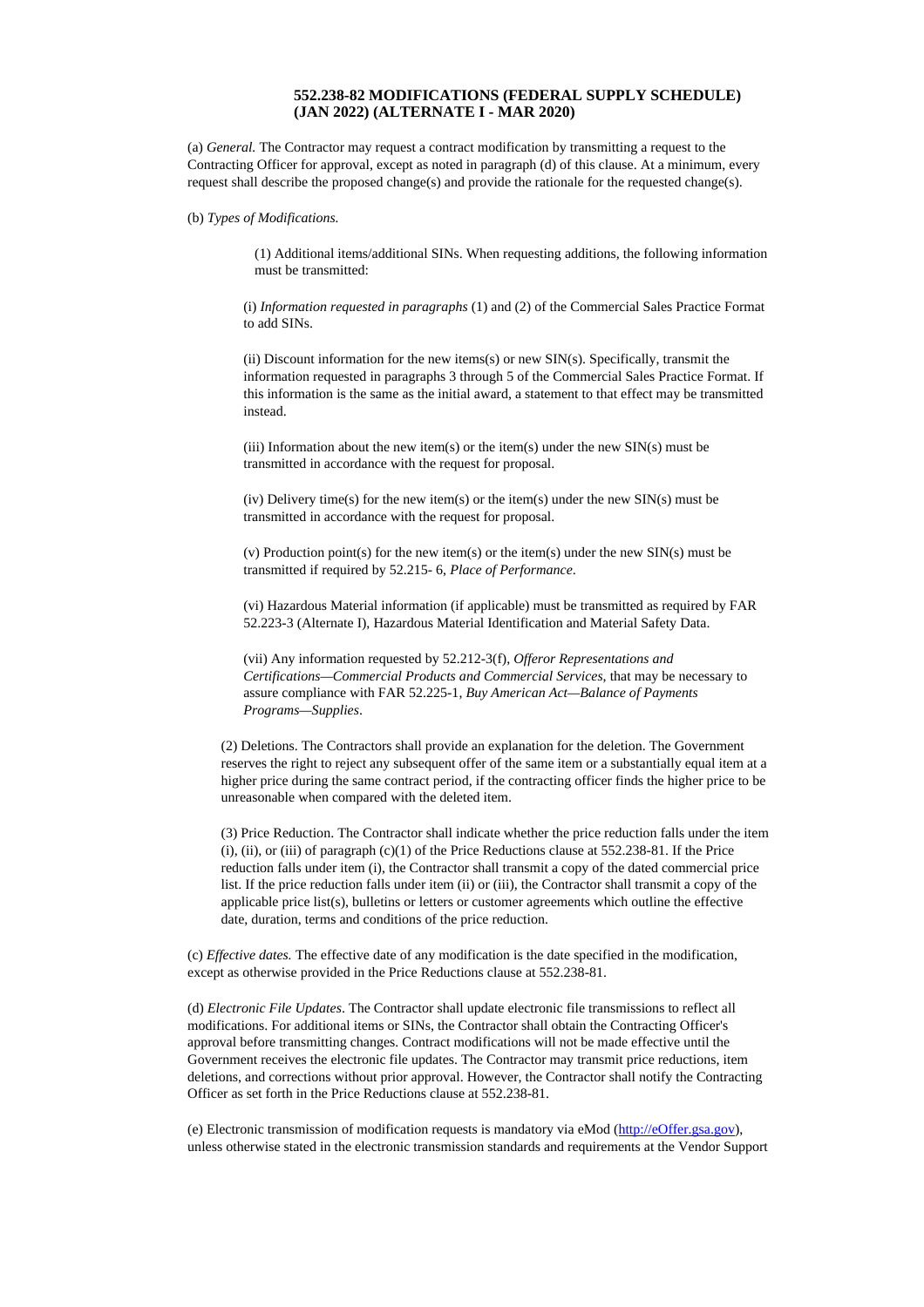# 552.238-82 MODIFICATIONS (FEDERAL SUPPLY SCHEDULE) (JAN 2022) (ALTERNATE I - MAR 2020)

(a) *General.* The Contractor may request a contract modification by transmitting a request to the Contracting Officer for approval, except as noted in paragraph (d) of this clause. At a minimum, every request shall describe the proposed change(s) and provide the rationale for the requested change(s).

(b) *Types of Modifications.*

(1) Additional items/additional SINs. When requesting additions, the following information must be transmitted:

(i) *Information requested in paragraphs* (1) and (2) of the Commercial Sales Practice Format to add SINs.

(ii) Discount information for the new items(s) or new SIN(s). Specifically, transmit the information requested in paragraphs 3 through 5 of the Commercial Sales Practice Format. If this information is the same as the initial award, a statement to that effect may be transmitted instead.

(iii) Information about the new item(s) or the item(s) under the new SIN(s) must be transmitted in accordance with the request for proposal.

(iv) Delivery time(s) for the new item(s) or the item(s) under the new SIN(s) must be transmitted in accordance with the request for proposal.

(v) Production point(s) for the new item(s) or the item(s) under the new SIN(s) must be transmitted if required by 52.215- 6, *Place of Performance*.

(vi) Hazardous Material information (if applicable) must be transmitted as required by FAR 52.223-3 (Alternate I), Hazardous Material Identification and Material Safety Data.

(vii) Any information requested by 52.212-3(f), *Offeror Representations and Certifications—Commercial Products and Commercial Services*, that may be necessary to assure compliance with FAR 52.225-1, *Buy American Act—Balance of Payments Programs—Supplies*.

(2) Deletions. The Contractors shall provide an explanation for the deletion. The Government reserves the right to reject any subsequent offer of the same item or a substantially equal item at a higher price during the same contract period, if the contracting officer finds the higher price to be unreasonable when compared with the deleted item.

(3) Price Reduction. The Contractor shall indicate whether the price reduction falls under the item (i), (ii), or (iii) of paragraph (c)(1) of the Price Reductions clause at 552.238-81. If the Price reduction falls under item (i), the Contractor shall transmit a copy of the dated commercial price list. If the price reduction falls under item (ii) or (iii), the Contractor shall transmit a copy of the applicable price list(s), bulletins or letters or customer agreements which outline the effective date, duration, terms and conditions of the price reduction.

(c) *Effective dates.* The effective date of any modification is the date specified in the modification, except as otherwise provided in the Price Reductions clause at 552.238-81.

(d) *Electronic File Updates*. The Contractor shall update electronic file transmissions to reflect all modifications. For additional items or SINs, the Contractor shall obtain the Contracting Officer's approval before transmitting changes. Contract modifications will not be made effective until the Government receives the electronic file updates. The Contractor may transmit price reductions, item deletions, and corrections without prior approval. However, the Contractor shall notify the Contracting Officer as set forth in the Price Reductions clause at 552.238-81.

(e) Electronic transmission of modification requests is mandatory via eMod (http://eOffer.gsa.gov), unless otherwise stated in the electronic transmission standards and requirements at the Vendor Support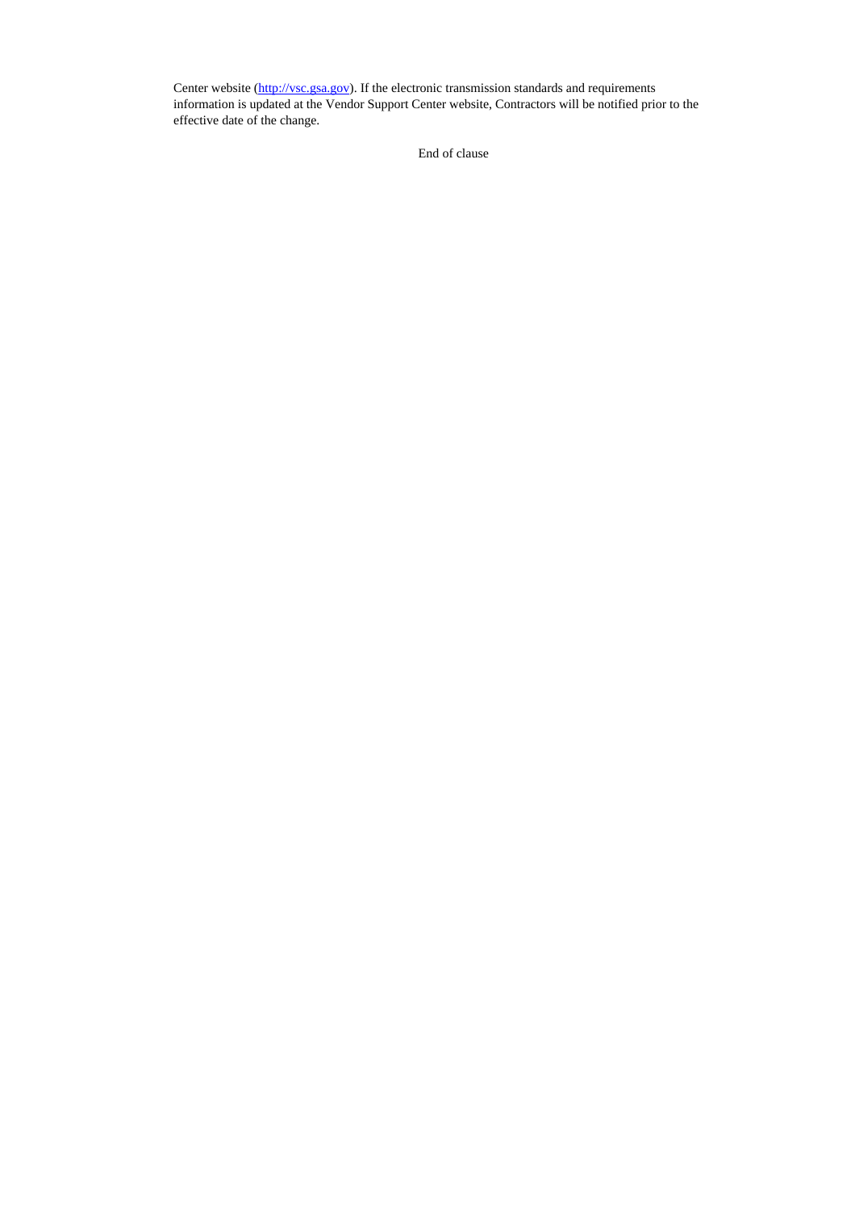Center website ([http://vsc.gsa.gov](http://vsc.gsa.gov)). If the electronic transmission standards and requirements information is updated at the Vendor Support Center website, Contractors will be notified prior to the effective date of the change.

End of clause